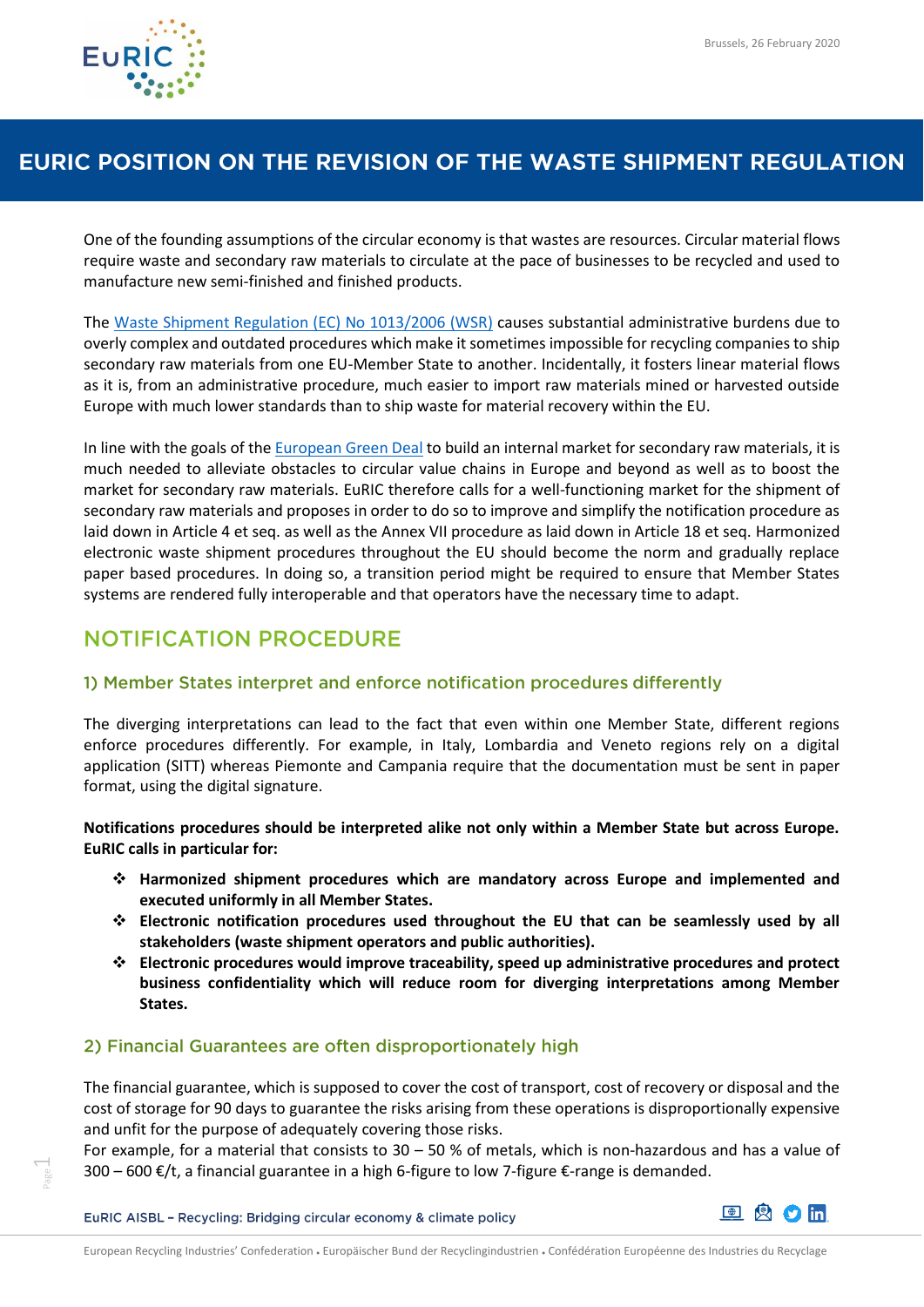Brussels, 26 February 2020

# EURIC POSITION ON THE REVISION OF THE WASTE SHIPMENT REGULATION

One of the founding assumptions of the circular economy is that wastes are resources. Circular material flows require waste and secondary raw materials to circulate at the pace of businesses to be recycled and used to manufacture new semi-finished and finished products.

The Waste Shipment Regulation (EC) No 1013/2006 (WSR) causes substantial administrative burdens due to overly complex and outdated procedures which make it sometimes impossible for recycling companies to ship secondary raw materials from one EU-Member State to another. Incidentally, it fosters linear material flows as it is, from an administrative procedure, much easier to import raw materials mined or harvested outside Europe with much lower standards than to ship waste for material recovery within the EU.

In line with the goals of the European Green Deal to build an internal market for secondary raw materials, it is much needed to alleviate obstacles to circular value chains in Europe and beyond as well as to boost the market for secondary raw materials. EuRIC therefore calls for a well-functioning market for the shipment of secondary raw materials and proposes in order to do so to improve and simplify the notification procedure as laid down in Article 4 et seq. as well as the Annex VII procedure as laid down in Article 18 et seq. Harmonized electronic waste shipment procedures throughout the EU should become the norm and gradually replace paper based procedures. In doing so, a transition period might be required to ensure that Member States systems are rendered fully interoperable and that operators have the necessary time to adapt.

## NOTIFICATION PROCEDURE

### 1) Member States interpret and enforce notification procedures differently

The diverging interpretations can lead to the fact that even within one Member State, different regions enforce procedures differently. For example, in Italy, Lombardia and Veneto regions rely on a digital application (SITT) whereas Piemonte and Campania require that the documentation must be sent in paper format, using the digital signature.

**Notifications procedures should be interpreted alike not only within a Member State but across Europe. EuRIC calls in particular for:**

- **Harmonized shipment procedures which are mandatory across Europe and implemented and executed uniformly in all Member States.**
- **Electronic notification procedures used throughout the EU that can be seamlessly used by all stakeholders (waste shipment operators and public authorities).**
- **Electronic procedures would improve traceability, speed up administrative procedures and protect business confidentiality which will reduce room for diverging interpretations among Member States.**

### 2) Financial Guarantees are often disproportionately high

The financial guarantee, which is supposed to cover the cost of transport, cost of recovery or disposal and the cost of storage for 90 days to guarantee the risks arising from these operations is disproportionally expensive and unfit for the purpose of adequately covering those risks.
For example, for a material that consists to 30 – 50 % of metals, which is non-hazardous and has a value of 300 – 600 €/t, a financial guarantee in a high 6-figure to low 7-figure €-range is demanded.

EuRIC AISBL – Recycling: Bridging circular economy & climate policy

European Recycling Industries' Confederation . Europäischer Bund der Recyclingindustrien . Confédération Européenne des Industries du Recyclage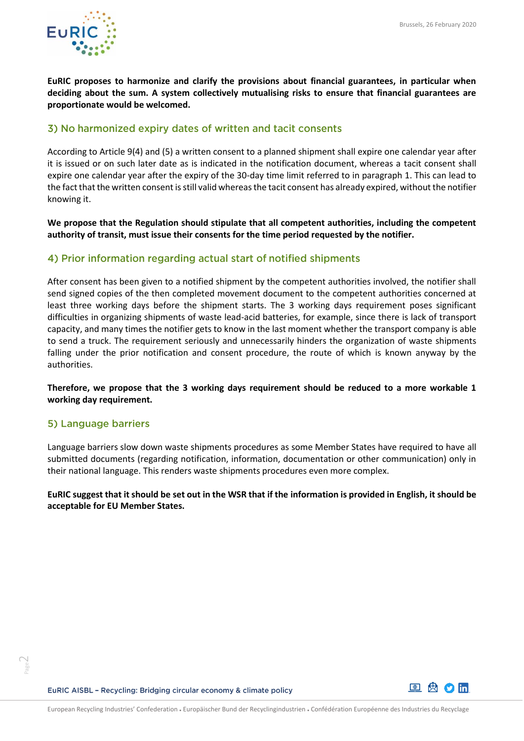**EuRIC proposes to harmonize and clarify the provisions about financial guarantees, in particular when deciding about the sum. A system collectively mutualising risks to ensure that financial guarantees are proportionate would be welcomed.**

## 3) No harmonized expiry dates of written and tacit consents

According to Article 9(4) and (5) a written consent to a planned shipment shall expire one calendar year after it is issued or on such later date as is indicated in the notification document, whereas a tacit consent shall expire one calendar year after the expiry of the 30-day time limit referred to in paragraph 1. This can lead to the fact that the written consent is still valid whereas the tacit consent has already expired, without the notifier knowing it.

**We propose that the Regulation should stipulate that all competent authorities, including the competent authority of transit, must issue their consents for the time period requested by the notifier.**

## 4) Prior information regarding actual start of notified shipments

After consent has been given to a notified shipment by the competent authorities involved, the notifier shall send signed copies of the then completed movement document to the competent authorities concerned at least three working days before the shipment starts. The 3 working days requirement poses significant difficulties in organizing shipments of waste lead-acid batteries, for example, since there is lack of transport capacity, and many times the notifier gets to know in the last moment whether the transport company is able to send a truck. The requirement seriously and unnecessarily hinders the organization of waste shipments falling under the prior notification and consent procedure, the route of which is known anyway by the authorities.

**Therefore, we propose that the 3 working days requirement should be reduced to a more workable 1 working day requirement.**

## 5) Language barriers

Language barriers slow down waste shipments procedures as some Member States have required to have all submitted documents (regarding notification, information, documentation or other communication) only in their national language. This renders waste shipments procedures even more complex.

**EuRIC suggest that it should be set out in the WSR that if the information is provided in English, it should be acceptable for EU Member States.**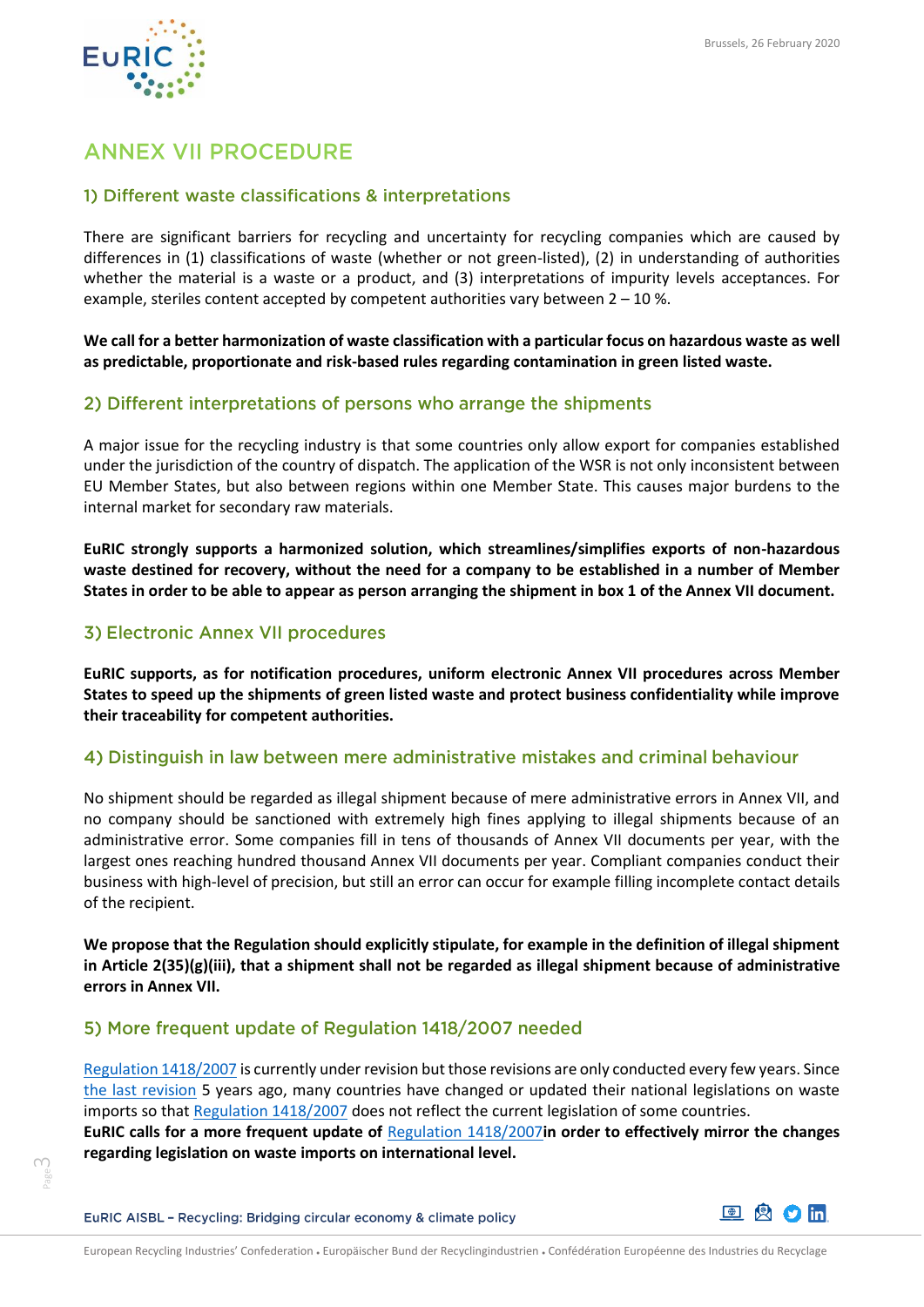## ANNEX VII PROCEDURE

### 1) Different waste classifications & interpretations

There are significant barriers for recycling and uncertainty for recycling companies which are caused by differences in (1) classifications of waste (whether or not green-listed), (2) in understanding of authorities whether the material is a waste or a product, and (3) interpretations of impurity levels acceptances. For example, steriles content accepted by competent authorities vary between 2 – 10 %.

**We call for a better harmonization of waste classification with a particular focus on hazardous waste as well as predictable, proportionate and risk-based rules regarding contamination in green listed waste.**

### 2) Different interpretations of persons who arrange the shipments

A major issue for the recycling industry is that some countries only allow export for companies established under the jurisdiction of the country of dispatch. The application of the WSR is not only inconsistent between EU Member States, but also between regions within one Member State. This causes major burdens to the internal market for secondary raw materials.

**EuRIC strongly supports a harmonized solution, which streamlines/simplifies exports of non-hazardous waste destined for recovery, without the need for a company to be established in a number of Member States in order to be able to appear as person arranging the shipment in box 1 of the Annex VII document.**

### 3) Electronic Annex VII procedures

**EuRIC supports, as for notification procedures, uniform electronic Annex VII procedures across Member States to speed up the shipments of green listed waste and protect business confidentiality while improve their traceability for competent authorities.**

### 4) Distinguish in law between mere administrative mistakes and criminal behaviour

No shipment should be regarded as illegal shipment because of mere administrative errors in Annex VII, and no company should be sanctioned with extremely high fines applying to illegal shipments because of an administrative error. Some companies fill in tens of thousands of Annex VII documents per year, with the largest ones reaching hundred thousand Annex VII documents per year. Compliant companies conduct their business with high-level of precision, but still an error can occur for example filling incomplete contact details of the recipient.

**We propose that the Regulation should explicitly stipulate, for example in the definition of illegal shipment in Article 2(35)(g)(iii), that a shipment shall not be regarded as illegal shipment because of administrative errors in Annex VII.**

### 5) More frequent update of Regulation 1418/2007 needed

Regulation 1418/2007 is currently under revision but those revisions are only conducted every few years. Since the last revision 5 years ago, many countries have changed or updated their national legislations on waste imports so that Regulation 1418/2007 does not reflect the current legislation of some countries.
**EuRIC calls for a more frequent update of Regulation 1418/2007in order to effectively mirror the changes regarding legislation on waste imports on international level.**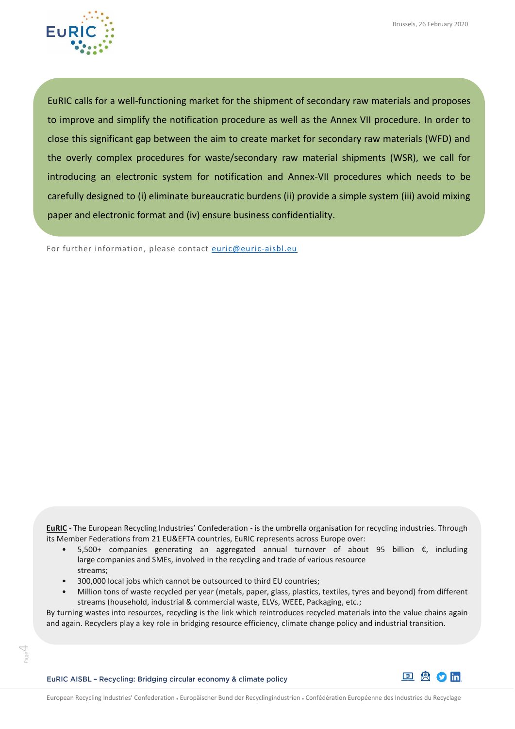EuRIC calls for a well-functioning market for the shipment of secondary raw materials and proposes to improve and simplify the notification procedure as well as the Annex VII procedure. In order to close this significant gap between the aim to create market for secondary raw materials (WFD) and the overly complex procedures for waste/secondary raw material shipments (WSR), we call for introducing an electronic system for notification and Annex-VII procedures which needs to be carefully designed to (i) eliminate bureaucratic burdens (ii) provide a simple system (iii) avoid mixing paper and electronic format and (iv) ensure business confidentiality.

For further information, please contact euric@euric-aisbl.eu

**EuRIC** - The European Recycling Industries' Confederation - is the umbrella organisation for recycling industries. Through its Member Federations from 21 EU&EFTA countries, EuRIC represents across Europe over:

- 5,500+ companies generating an aggregated annual turnover of about 95 billion €, including large companies and SMEs, involved in the recycling and trade of various resource streams;
- 300,000 local jobs which cannot be outsourced to third EU countries;
- Million tons of waste recycled per year (metals, paper, glass, plastics, textiles, tyres and beyond) from different streams (household, industrial & commercial waste, ELVs, WEEE, Packaging, etc.;

By turning wastes into resources, recycling is the link which reintroduces recycled materials into the value chains again and again. Recyclers play a key role in bridging resource efficiency, climate change policy and industrial transition.